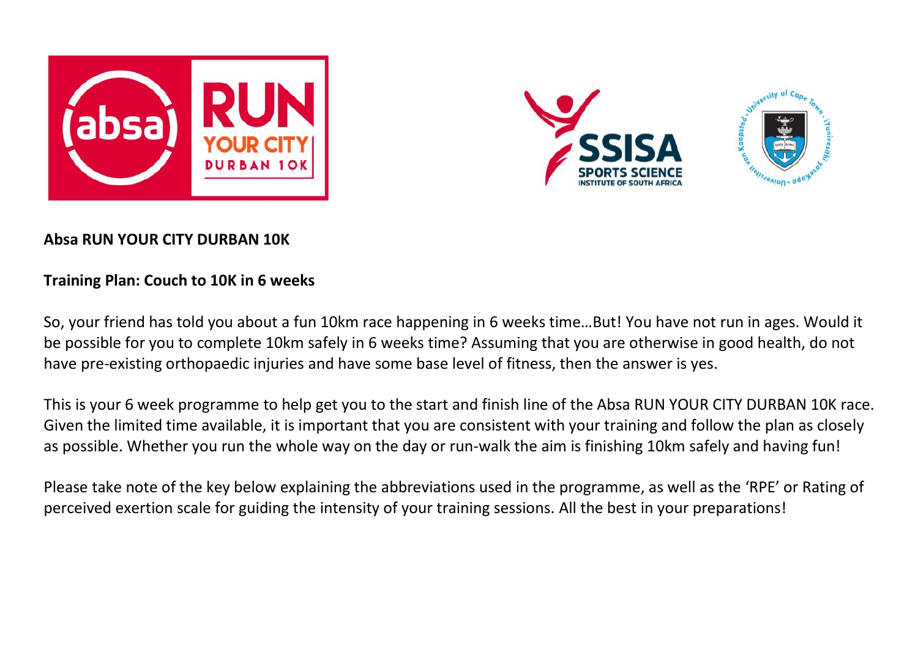**Absa RUN YOUR CITY DURBAN 10K**

**Training Plan: Couch to 10K in 6 weeks**

So, your friend has told you about a fun 10km race happening in 6 weeks time…But! You have not run in ages. Would it be possible for you to complete 10km safely in 6 weeks time? Assuming that you are otherwise in good health, do not have pre-existing orthopaedic injuries and have some base level of fitness, then the answer is yes.

This is your 6 week programme to help get you to the start and finish line of the Absa RUN YOUR CITY DURBAN 10K race. Given the limited time available, it is important that you are consistent with your training and follow the plan as closely as possible. Whether you run the whole way on the day or run-walk the aim is finishing 10km safely and having fun!

Please take note of the key below explaining the abbreviations used in the programme, as well as the 'RPE' or Rating of perceived exertion scale for guiding the intensity of your training sessions. All the best in your preparations!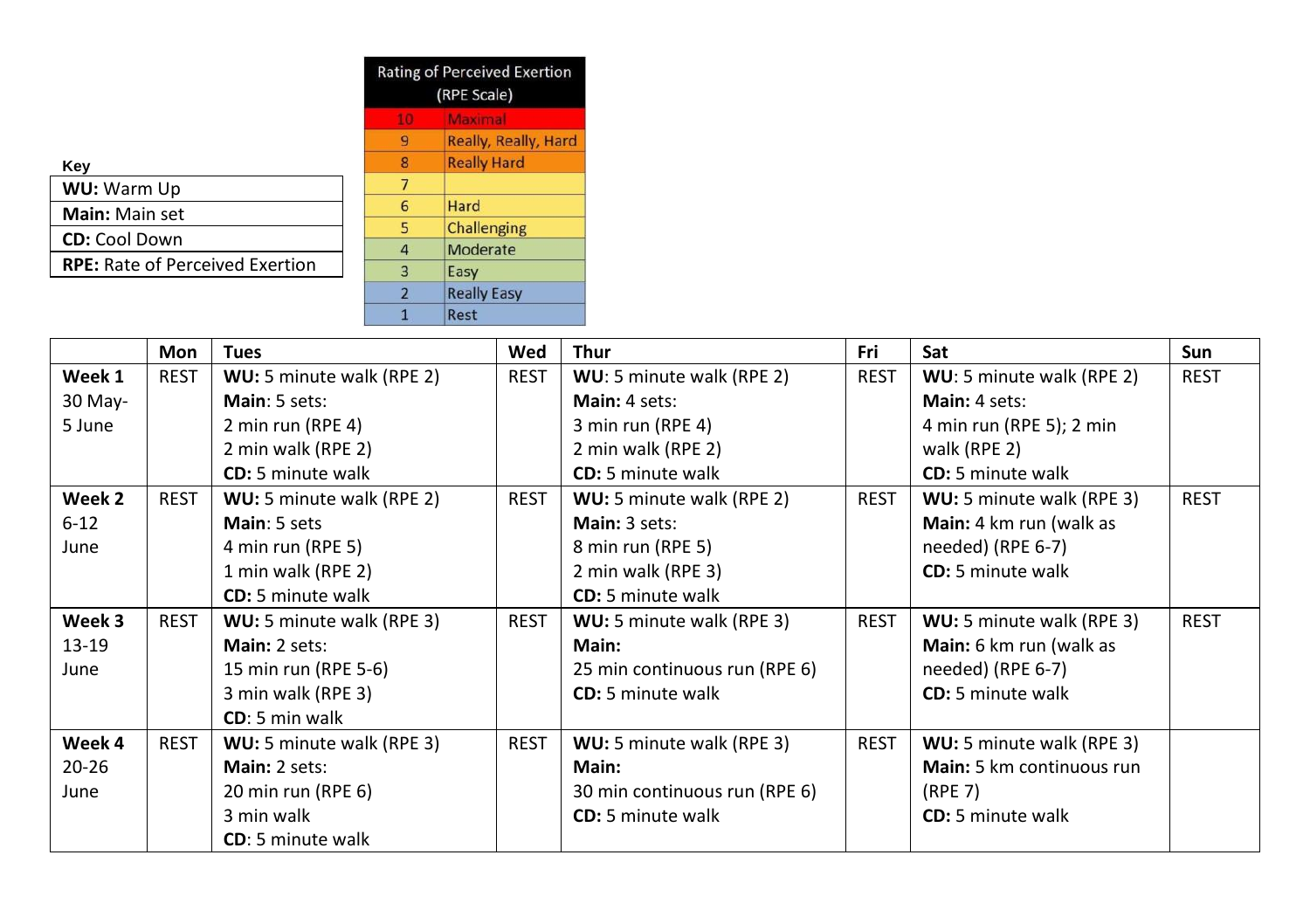**Key**

| |
|---|
| **WU:** Warm Up |
| **Main:** Main set |
| **CD:** Cool Down |
| **RPE:** Rate of Perceived Exertion |

| Rating of Perceived Exertion (RPE Scale) | |
|---|---|
| 10 | Maximal |
| 9 | Really, Really, Hard |
| 8 | Really Hard |
| 7 | |
| 6 | Hard |
| 5 | Challenging |
| 4 | Moderate |
| 3 | Easy |
| 2 | Really Easy |
| 1 | Rest |

| | Mon | Tues | Wed | Thur | Fri | Sat | Sun |
|---|---|---|---|---|---|---|---|
| **Week 1** 30 May-5 June | REST | **WU:** 5 minute walk (RPE 2) **Main**: 5 sets: 2 min run (RPE 4) 2 min walk (RPE 2) **CD:** 5 minute walk | REST | **WU**: 5 minute walk (RPE 2) **Main:** 4 sets: 3 min run (RPE 4) 2 min walk (RPE 2) **CD:** 5 minute walk | REST | **WU**: 5 minute walk (RPE 2) **Main:** 4 sets: 4 min run (RPE 5); 2 min walk (RPE 2) **CD:** 5 minute walk | REST |
| **Week 2** 6-12 June | REST | **WU:** 5 minute walk (RPE 2) **Main**: 5 sets 4 min run (RPE 5) 1 min walk (RPE 2) **CD:** 5 minute walk | REST | **WU:** 5 minute walk (RPE 2) **Main:** 3 sets: 8 min run (RPE 5) 2 min walk (RPE 3) **CD:** 5 minute walk | REST | **WU:** 5 minute walk (RPE 3) **Main:** 4 km run (walk as needed) (RPE 6-7) **CD:** 5 minute walk | REST |
| **Week 3** 13-19 June | REST | **WU:** 5 minute walk (RPE 3) **Main:** 2 sets: 15 min run (RPE 5-6) 3 min walk (RPE 3) **CD**: 5 min walk | REST | **WU:** 5 minute walk (RPE 3) **Main:** 25 min continuous run (RPE 6) **CD:** 5 minute walk | REST | **WU:** 5 minute walk (RPE 3) **Main:** 6 km run (walk as needed) (RPE 6-7) **CD:** 5 minute walk | REST |
| **Week 4** 20-26 June | REST | **WU:** 5 minute walk (RPE 3) **Main:** 2 sets: 20 min run (RPE 6) 3 min walk **CD**: 5 minute walk | REST | **WU:** 5 minute walk (RPE 3) **Main:** 30 min continuous run (RPE 6) **CD:** 5 minute walk | REST | **WU:** 5 minute walk (RPE 3) **Main:** 5 km continuous run (RPE 7) **CD:** 5 minute walk | |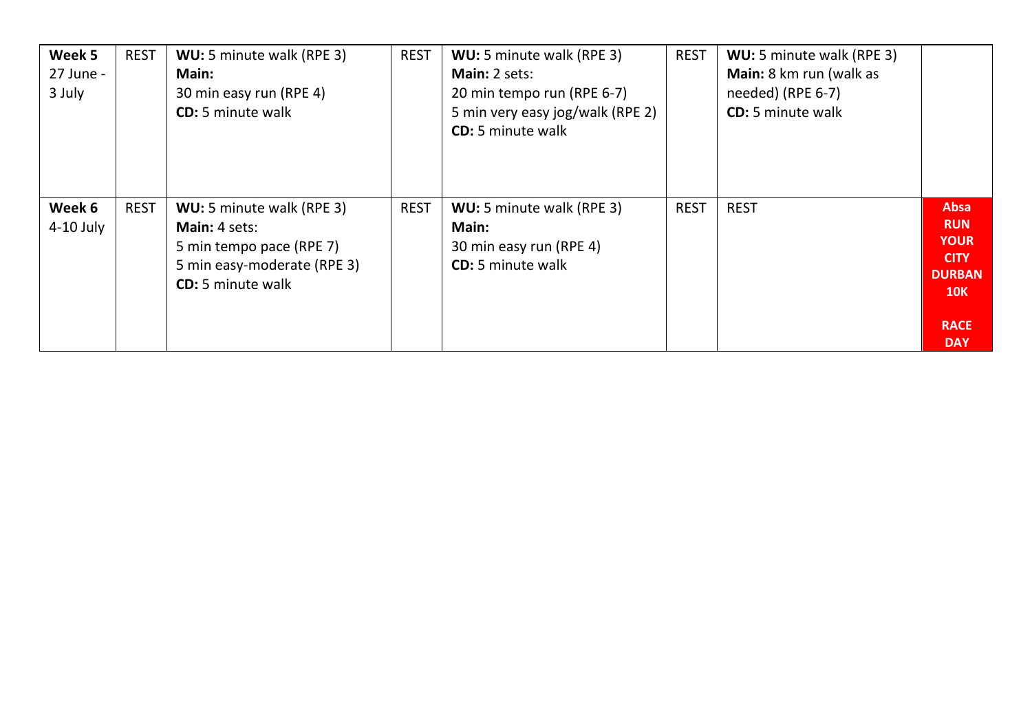| | | | | | | | |
|---|---|---|---|---|---|---|---|
| **Week 5** 27 June - 3 July | REST | **WU:** 5 minute walk (RPE 3)<br>**Main:**<br>30 min easy run (RPE 4)<br>**CD:** 5 minute walk | REST | **WU:** 5 minute walk (RPE 3)<br>**Main:** 2 sets:<br>20 min tempo run (RPE 6-7)<br>5 min very easy jog/walk (RPE 2)<br>**CD:** 5 minute walk | REST | **WU:** 5 minute walk (RPE 3)<br>**Main:** 8 km run (walk as needed) (RPE 6-7)<br>**CD:** 5 minute walk | |
| **Week 6** 4-10 July | REST | **WU:** 5 minute walk (RPE 3)<br>**Main:** 4 sets:<br>5 min tempo pace (RPE 7)<br>5 min easy-moderate (RPE 3)<br>**CD:** 5 minute walk | REST | **WU:** 5 minute walk (RPE 3)<br>**Main:**<br>30 min easy run (RPE 4)<br>**CD:** 5 minute walk | REST | REST | **Absa RUN YOUR CITY DURBAN 10K**<br><br>**RACE DAY** |